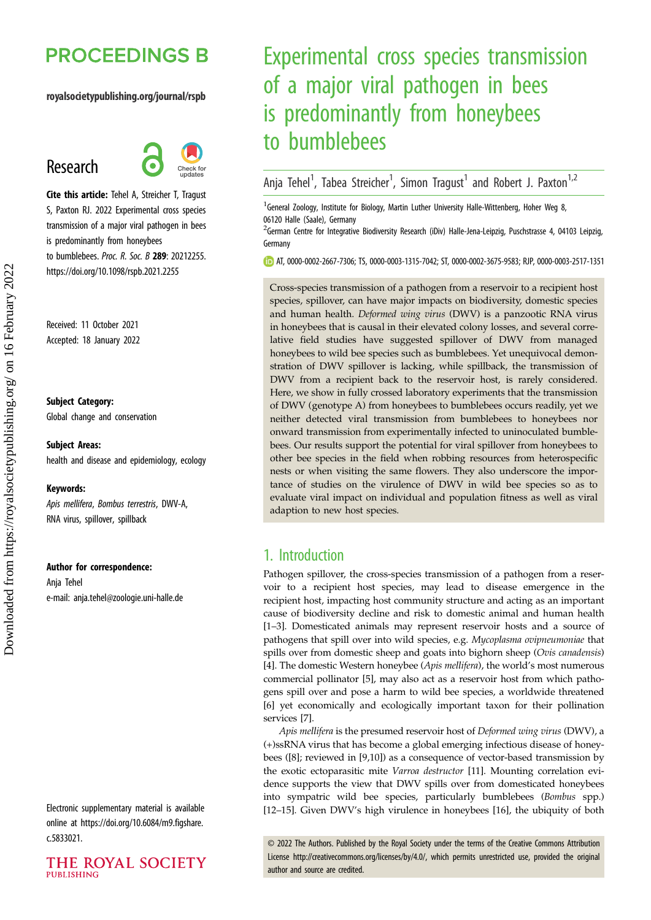# Experimental cross species transmission of a major viral pathogen in bees is predominantly from honeybees to bumblebees

Anja Tehel[1], Tabea Streicher[1], Simon Tragust[1] and Robert J. Paxton[1,2]

[1]General Zoology, Institute for Biology, Martin Luther University Halle-Wittenberg, Hoher Weg 8, 06120 Halle (Saale), Germany

[2]German Centre for Integrative Biodiversity Research (iDiv) Halle-Jena-Leipzig, Puschstrasse 4, 04103 Leipzig, Germany

AT, 0000-0002-2667-7306; TS, 0000-0003-1315-7042; ST, 0000-0002-3675-9583; RJP, 0000-0003-2517-1351

**Research**

**Cite this article:** Tehel A, Streicher T, Tragust S, Paxton RJ. 2022 Experimental cross species transmission of a major viral pathogen in bees is predominantly from honeybees to bumblebees. *Proc. R. Soc. B* **289**: 20212255. https://doi.org/10.1098/rspb.2021.2255

Received: 11 October 2021
Accepted: 18 January 2022

**Subject Category:**
Global change and conservation

**Subject Areas:**
health and disease and epidemiology, ecology

**Keywords:**
*Apis mellifera*, *Bombus terrestris*, DWV-A, RNA virus, spillover, spillback

**Author for correspondence:**
Anja Tehel
e-mail: anja.tehel@zoologie.uni-halle.de

Electronic supplementary material is available online at https://doi.org/10.6084/m9.figshare.c.5833021.

Cross-species transmission of a pathogen from a reservoir to a recipient host species, spillover, can have major impacts on biodiversity, domestic species and human health. *Deformed wing virus* (DWV) is a panzootic RNA virus in honeybees that is causal in their elevated colony losses, and several correlative field studies have suggested spillover of DWV from managed honeybees to wild bee species such as bumblebees. Yet unequivocal demonstration of DWV spillover is lacking, while spillback, the transmission of DWV from a recipient back to the reservoir host, is rarely considered. Here, we show in fully crossed laboratory experiments that the transmission of DWV (genotype A) from honeybees to bumblebees occurs readily, yet we neither detected viral transmission from bumblebees to honeybees nor onward transmission from experimentally infected to uninoculated bumblebees. Our results support the potential for viral spillover from honeybees to other bee species in the field when robbing resources from heterospecific nests or when visiting the same flowers. They also underscore the importance of studies on the virulence of DWV in wild bee species so as to evaluate viral impact on individual and population fitness as well as viral adaptation to new host species.

## 1. Introduction

Pathogen spillover, the cross-species transmission of a pathogen from a reservoir to a recipient host species, may lead to disease emergence in the recipient host, impacting host community structure and acting as an important cause of biodiversity decline and risk to domestic animal and human health [1–3]. Domesticated animals may represent reservoir hosts and a source of pathogens that spill over into wild species, e.g. *Mycoplasma ovipneumoniae* that spills over from domestic sheep and goats into bighorn sheep (*Ovis canadensis*) [4]. The domestic Western honeybee (*Apis mellifera*), the world's most numerous commercial pollinator [5], may also act as a reservoir host from which pathogens spill over and pose a harm to wild bee species, a worldwide threatened [6] yet economically and ecologically important taxon for their pollination services [7].

*Apis mellifera* is the presumed reservoir host of *Deformed wing virus* (DWV), a (+)ssRNA virus that has become a global emerging infectious disease of honeybees ([8]; reviewed in [9,10]) as a consequence of vector-based transmission by the exotic ectoparasitic mite *Varroa destructor* [11]. Mounting correlation evidence supports the view that DWV spills over from domesticated honeybees into sympatric wild bee species, particularly bumblebees (*Bombus* spp.) [12–15]. Given DWV's high virulence in honeybees [16], the ubiquity of both

© 2022 The Authors. Published by the Royal Society under the terms of the Creative Commons Attribution License http://creativecommons.org/licenses/by/4.0/, which permits unrestricted use, provided the original author and source are credited.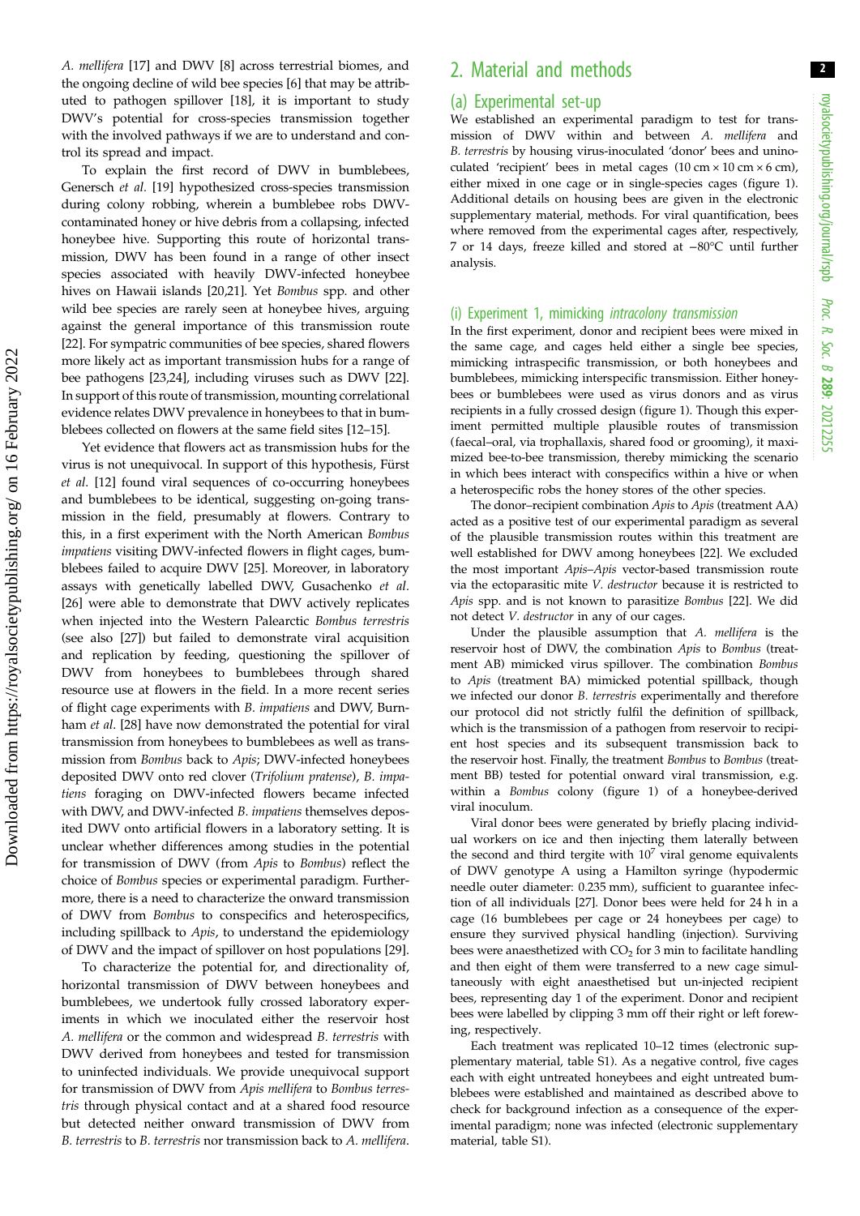*A. mellifera* [17] and DWV [8] across terrestrial biomes, and the ongoing decline of wild bee species [6] that may be attributed to pathogen spillover [18], it is important to study DWV's potential for cross-species transmission together with the involved pathways if we are to understand and control its spread and impact.

To explain the first record of DWV in bumblebees, Genersch *et al*. [19] hypothesized cross-species transmission during colony robbing, wherein a bumblebee robs DWV-contaminated honey or hive debris from a collapsing, infected honeybee hive. Supporting this route of horizontal transmission, DWV has been found in a range of other insect species associated with heavily DWV-infected honeybee hives on Hawaii islands [20,21]. Yet *Bombus* spp. and other wild bee species are rarely seen at honeybee hives, arguing against the general importance of this transmission route [22]. For sympatric communities of bee species, shared flowers more likely act as important transmission hubs for a range of bee pathogens [23,24], including viruses such as DWV [22]. In support of this route of transmission, mounting correlational evidence relates DWV prevalence in honeybees to that in bumblebees collected on flowers at the same field sites [12–15].

Yet evidence that flowers act as transmission hubs for the virus is not unequivocal. In support of this hypothesis, Fürst *et al*. [12] found viral sequences of co-occurring honeybees and bumblebees to be identical, suggesting on-going transmission in the field, presumably at flowers. Contrary to this, in a first experiment with the North American *Bombus impatiens* visiting DWV-infected flowers in flight cages, bumblebees failed to acquire DWV [25]. Moreover, in laboratory assays with genetically labelled DWV, Gusachenko *et al*. [26] were able to demonstrate that DWV actively replicates when injected into the Western Palearctic *Bombus terrestris* (see also [27]) but failed to demonstrate viral acquisition and replication by feeding, questioning the spillover of DWV from honeybees to bumblebees through shared resource use at flowers in the field. In a more recent series of flight cage experiments with *B. impatiens* and DWV, Burnham *et al*. [28] have now demonstrated the potential for viral transmission from honeybees to bumblebees as well as transmission from *Bombus* back to *Apis*; DWV-infected honeybees deposited DWV onto red clover (*Trifolium pratense*), *B. impatiens* foraging on DWV-infected flowers became infected with DWV, and DWV-infected *B. impatiens* themselves deposited DWV onto artificial flowers in a laboratory setting. It is unclear whether differences among studies in the potential for transmission of DWV (from *Apis* to *Bombus*) reflect the choice of *Bombus* species or experimental paradigm. Furthermore, there is a need to characterize the onward transmission of DWV from *Bombus* to conspecifics and heterospecifics, including spillback to *Apis*, to understand the epidemiology of DWV and the impact of spillover on host populations [29].

To characterize the potential for, and directionality of, horizontal transmission of DWV between honeybees and bumblebees, we undertook fully crossed laboratory experiments in which we inoculated either the reservoir host *A. mellifera* or the common and widespread *B. terrestris* with DWV derived from honeybees and tested for transmission to uninfected individuals. We provide unequivocal support for transmission of DWV from *Apis mellifera* to *Bombus terrestris* through physical contact and at a shared food resource but detected neither onward transmission of DWV from *B. terrestris* to *B. terrestris* nor transmission back to *A. mellifera*.

## 2. Material and methods

### (a) Experimental set-up

We established an experimental paradigm to test for transmission of DWV within and between *A. mellifera* and *B. terrestris* by housing virus-inoculated 'donor' bees and uninoculated 'recipient' bees in metal cages (10 cm × 10 cm × 6 cm), either mixed in one cage or in single-species cages (figure 1). Additional details on housing bees are given in the electronic supplementary material, methods. For viral quantification, bees where removed from the experimental cages after, respectively, 7 or 14 days, freeze killed and stored at −80°C until further analysis.

#### (i) Experiment 1, mimicking *intracolony transmission*

In the first experiment, donor and recipient bees were mixed in the same cage, and cages held either a single bee species, mimicking intraspecific transmission, or both honeybees and bumblebees, mimicking interspecific transmission. Either honeybees or bumblebees were used as virus donors and as virus recipients in a fully crossed design (figure 1). Though this experiment permitted multiple plausible routes of transmission (faecal–oral, via trophallaxis, shared food or grooming), it maximized bee-to-bee transmission, thereby mimicking the scenario in which bees interact with conspecifics within a hive or when a heterospecific robs the honey stores of the other species.

The donor–recipient combination *Apis* to *Apis* (treatment AA) acted as a positive test of our experimental paradigm as several of the plausible transmission routes within this treatment are well established for DWV among honeybees [22]. We excluded the most important *Apis*–*Apis* vector-based transmission route via the ectoparasitic mite *V. destructor* because it is restricted to *Apis* spp. and is not known to parasitize *Bombus* [22]. We did not detect *V. destructor* in any of our cages.

Under the plausible assumption that *A. mellifera* is the reservoir host of DWV, the combination *Apis* to *Bombus* (treatment AB) mimicked virus spillover. The combination *Bombus* to *Apis* (treatment BA) mimicked potential spillback, though we infected our donor *B. terrestris* experimentally and therefore our protocol did not strictly fulfil the definition of spillback, which is the transmission of a pathogen from reservoir to recipient host species and its subsequent transmission back to the reservoir host. Finally, the treatment *Bombus* to *Bombus* (treatment BB) tested for potential onward viral transmission, e.g. within a *Bombus* colony (figure 1) of a honeybee-derived viral inoculum.

Viral donor bees were generated by briefly placing individual workers on ice and then injecting them laterally between the second and third tergite with $10^7$ viral genome equivalents of DWV genotype A using a Hamilton syringe (hypodermic needle outer diameter: 0.235 mm), sufficient to guarantee infection of all individuals [27]. Donor bees were held for 24 h in a cage (16 bumblebees per cage or 24 honeybees per cage) to ensure they survived physical handling (injection). Surviving bees were anaesthetized with $CO_2$ for 3 min to facilitate handling and then eight of them were transferred to a new cage simultaneously with eight anaesthetised but un-injected recipient bees, representing day 1 of the experiment. Donor and recipient bees were labelled by clipping 3 mm off their right or left forewing, respectively.

Each treatment was replicated 10–12 times (electronic supplementary material, table S1). As a negative control, five cages each with eight untreated honeybees and eight untreated bumblebees were established and maintained as described above to check for background infection as a consequence of the experimental paradigm; none was infected (electronic supplementary material, table S1).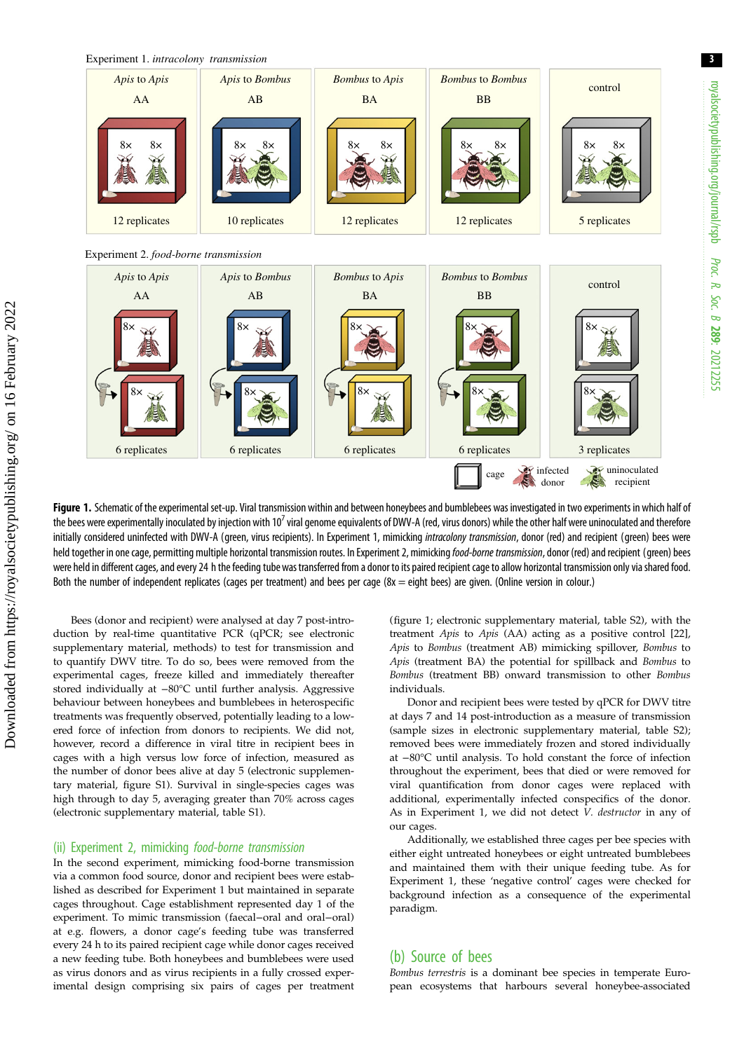**Figure 1.** Schematic of the experimental set-up. Viral transmission within and between honeybees and bumblebees was investigated in two experiments in which half of the bees were experimentally inoculated by injection with $10^7$ viral genome equivalents of DWV-A (red, virus donors) while the other half were uninoculated and therefore initially considered uninfected with DWV-A (green, virus recipients). In Experiment 1, mimicking *intracolony transmission*, donor (red) and recipient (green) bees were held together in one cage, permitting multiple horizontal transmission routes. In Experiment 2, mimicking *food-borne transmission*, donor (red) and recipient (green) bees were held in different cages, and every 24 h the feeding tube was transferred from a donor to its paired recipient cage to allow horizontal transmission only via shared food. Both the number of independent replicates (cages per treatment) and bees per cage (8× = eight bees) are given. (Online version in colour.)

Bees (donor and recipient) were analysed at day 7 post-introduction by real-time quantitative PCR (qPCR; see electronic supplementary material, methods) to test for transmission and to quantify DWV titre. To do so, bees were removed from the experimental cages, freeze killed and immediately thereafter stored individually at −80°C until further analysis. Aggressive behaviour between honeybees and bumblebees in heterospecific treatments was frequently observed, potentially leading to a lowered force of infection from donors to recipients. We did not, however, record a difference in viral titre in recipient bees in cages with a high versus low force of infection, measured as the number of donor bees alive at day 5 (electronic supplementary material, figure S1). Survival in single-species cages was high through to day 5, averaging greater than 70% across cages (electronic supplementary material, table S1).

### (ii) Experiment 2, mimicking *food-borne transmission*

In the second experiment, mimicking food-borne transmission via a common food source, donor and recipient bees were established as described for Experiment 1 but maintained in separate cages throughout. Cage establishment represented day 1 of the experiment. To mimic transmission (faecal–oral and oral–oral) at e.g. flowers, a donor cage's feeding tube was transferred every 24 h to its paired recipient cage while donor cages received a new feeding tube. Both honeybees and bumblebees were used as virus donors and as virus recipients in a fully crossed experimental design comprising six pairs of cages per treatment (figure 1; electronic supplementary material, table S2), with the treatment *Apis* to *Apis* (AA) acting as a positive control [22], *Apis* to *Bombus* (treatment AB) mimicking spillover, *Bombus* to *Apis* (treatment BA) the potential for spillback and *Bombus* to *Bombus* (treatment BB) onward transmission to other *Bombus* individuals.

Donor and recipient bees were tested by qPCR for DWV titre at days 7 and 14 post-introduction as a measure of transmission (sample sizes in electronic supplementary material, table S2); removed bees were immediately frozen and stored individually at −80°C until analysis. To hold constant the force of infection throughout the experiment, bees that died or were removed for viral quantification from donor cages were replaced with additional, experimentally infected conspecifics of the donor. As in Experiment 1, we did not detect *V. destructor* in any of our cages.

Additionally, we established three cages per bee species with either eight untreated honeybees or eight untreated bumblebees and maintained them with their unique feeding tube. As for Experiment 1, these 'negative control' cages were checked for background infection as a consequence of the experimental paradigm.

## (b) Source of bees

*Bombus terrestris* is a dominant bee species in temperate European ecosystems that harbours several honeybee-associated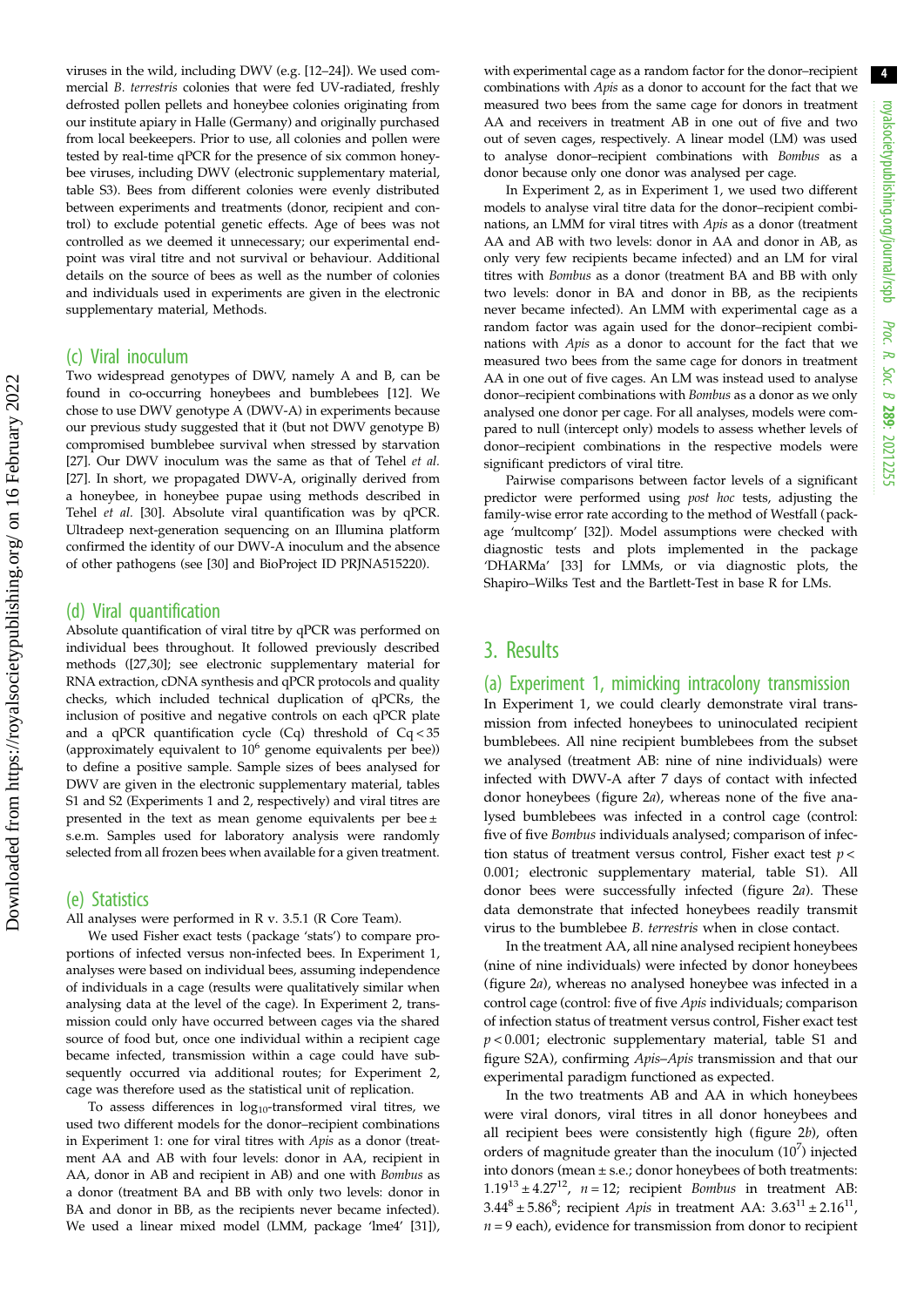viruses in the wild, including DWV (e.g. [12–24]). We used commercial *B. terrestris* colonies that were fed UV-radiated, freshly defrosted pollen pellets and honeybee colonies originating from our institute apiary in Halle (Germany) and originally purchased from local beekeepers. Prior to use, all colonies and pollen were tested by real-time qPCR for the presence of six common honeybee viruses, including DWV (electronic supplementary material, table S3). Bees from different colonies were evenly distributed between experiments and treatments (donor, recipient and control) to exclude potential genetic effects. Age of bees was not controlled as we deemed it unnecessary; our experimental endpoint was viral titre and not survival or behaviour. Additional details on the source of bees as well as the number of colonies and individuals used in experiments are given in the electronic supplementary material, Methods.

### (c) Viral inoculum

Two widespread genotypes of DWV, namely A and B, can be found in co-occurring honeybees and bumblebees [12]. We chose to use DWV genotype A (DWV-A) in experiments because our previous study suggested that it (but not DWV genotype B) compromised bumblebee survival when stressed by starvation [27]. Our DWV inoculum was the same as that of Tehel *et al.* [27]. In short, we propagated DWV-A, originally derived from a honeybee, in honeybee pupae using methods described in Tehel *et al.* [30]. Absolute viral quantification was by qPCR. Ultradeep next-generation sequencing on an Illumina platform confirmed the identity of our DWV-A inoculum and the absence of other pathogens (see [30] and BioProject ID PRJNA515220).

### (d) Viral quantification

Absolute quantification of viral titre by qPCR was performed on individual bees throughout. It followed previously described methods ([27,30]; see electronic supplementary material for RNA extraction, cDNA synthesis and qPCR protocols and quality checks, which included technical duplication of qPCRs, the inclusion of positive and negative controls on each qPCR plate and a qPCR quantification cycle (Cq) threshold of $Cq < 35$ (approximately equivalent to $10^6$ genome equivalents per bee)) to define a positive sample. Sample sizes of bees analysed for DWV are given in the electronic supplementary material, tables S1 and S2 (Experiments 1 and 2, respectively) and viral titres are presented in the text as mean genome equivalents per bee ± s.e.m. Samples used for laboratory analysis were randomly selected from all frozen bees when available for a given treatment.

### (e) Statistics

All analyses were performed in R v. 3.5.1 (R Core Team).

We used Fisher exact tests (package 'stats') to compare proportions of infected versus non-infected bees. In Experiment 1, analyses were based on individual bees, assuming independence of individuals in a cage (results were qualitatively similar when analysing data at the level of the cage). In Experiment 2, transmission could only have occurred between cages via the shared source of food but, once one individual within a recipient cage became infected, transmission within a cage could have subsequently occurred via additional routes; for Experiment 2, cage was therefore used as the statistical unit of replication.

To assess differences in $\log_{10}$-transformed viral titres, we used two different models for the donor–recipient combinations in Experiment 1: one for viral titres with *Apis* as a donor (treatment AA and AB with four levels: donor in AA, recipient in AA, donor in AB and recipient in AB) and one with *Bombus* as a donor (treatment BA and BB with only two levels: donor in BA and donor in BB, as the recipients never became infected). We used a linear mixed model (LMM, package 'lme4' [31]), with experimental cage as a random factor for the donor–recipient combinations with *Apis* as a donor to account for the fact that we measured two bees from the same cage for donors in treatment AA and receivers in treatment AB in one out of five and two out of seven cages, respectively. A linear model (LM) was used to analyse donor–recipient combinations with *Bombus* as a donor because only one donor was analysed per cage.

In Experiment 2, as in Experiment 1, we used two different models to analyse viral titre data for the donor–recipient combinations, an LMM for viral titres with *Apis* as a donor (treatment AA and AB with two levels: donor in AA and donor in AB, as only very few recipients became infected) and an LM for viral titres with *Bombus* as a donor (treatment BA and BB with only two levels: donor in BA and donor in BB, as the recipients never became infected). An LMM with experimental cage as a random factor was again used for the donor–recipient combinations with *Apis* as a donor to account for the fact that we measured two bees from the same cage for donors in treatment AA in one out of five cages. An LM was instead used to analyse donor–recipient combinations with *Bombus* as a donor as we only analysed one donor per cage. For all analyses, models were compared to null (intercept only) models to assess whether levels of donor–recipient combinations in the respective models were significant predictors of viral titre.

Pairwise comparisons between factor levels of a significant predictor were performed using *post hoc* tests, adjusting the family-wise error rate according to the method of Westfall (package 'multcomp' [32]). Model assumptions were checked with diagnostic tests and plots implemented in the package 'DHARMa' [33] for LMMs, or via diagnostic plots, the Shapiro–Wilks Test and the Bartlett-Test in base R for LMs.

## 3. Results

### (a) Experiment 1, mimicking intracolony transmission

In Experiment 1, we could clearly demonstrate viral transmission from infected honeybees to uninoculated recipient bumblebees. All nine recipient bumblebees from the subset we analysed (treatment AB: nine of nine individuals) were infected with DWV-A after 7 days of contact with infected donor honeybees (figure 2*a*), whereas none of the five analysed bumblebees was infected in a control cage (control: five of five *Bombus* individuals analysed; comparison of infection status of treatment versus control, Fisher exact test $p < 0.001$; electronic supplementary material, table S1). All donor bees were successfully infected (figure 2*a*). These data demonstrate that infected honeybees readily transmit virus to the bumblebee *B. terrestris* when in close contact.

In the treatment AA, all nine analysed recipient honeybees (nine of nine individuals) were infected by donor honeybees (figure 2*a*), whereas no analysed honeybee was infected in a control cage (control: five of five *Apis* individuals; comparison of infection status of treatment versus control, Fisher exact test $p < 0.001$; electronic supplementary material, table S1 and figure S2A), confirming *Apis*–*Apis* transmission and that our experimental paradigm functioned as expected.

In the two treatments AB and AA in which honeybees were viral donors, viral titres in all donor honeybees and all recipient bees were consistently high (figure 2*b*), often orders of magnitude greater than the inoculum ($10^7$) injected into donors (mean ± s.e.; donor honeybees of both treatments: $1.19^{13} \pm 4.27^{12}$, $n = 12$; recipient *Bombus* in treatment AB: $3.44^{8} \pm 5.86^{8}$; recipient *Apis* in treatment AA: $3.63^{11} \pm 2.16^{11}$, $n = 9$ each), evidence for transmission from donor to recipient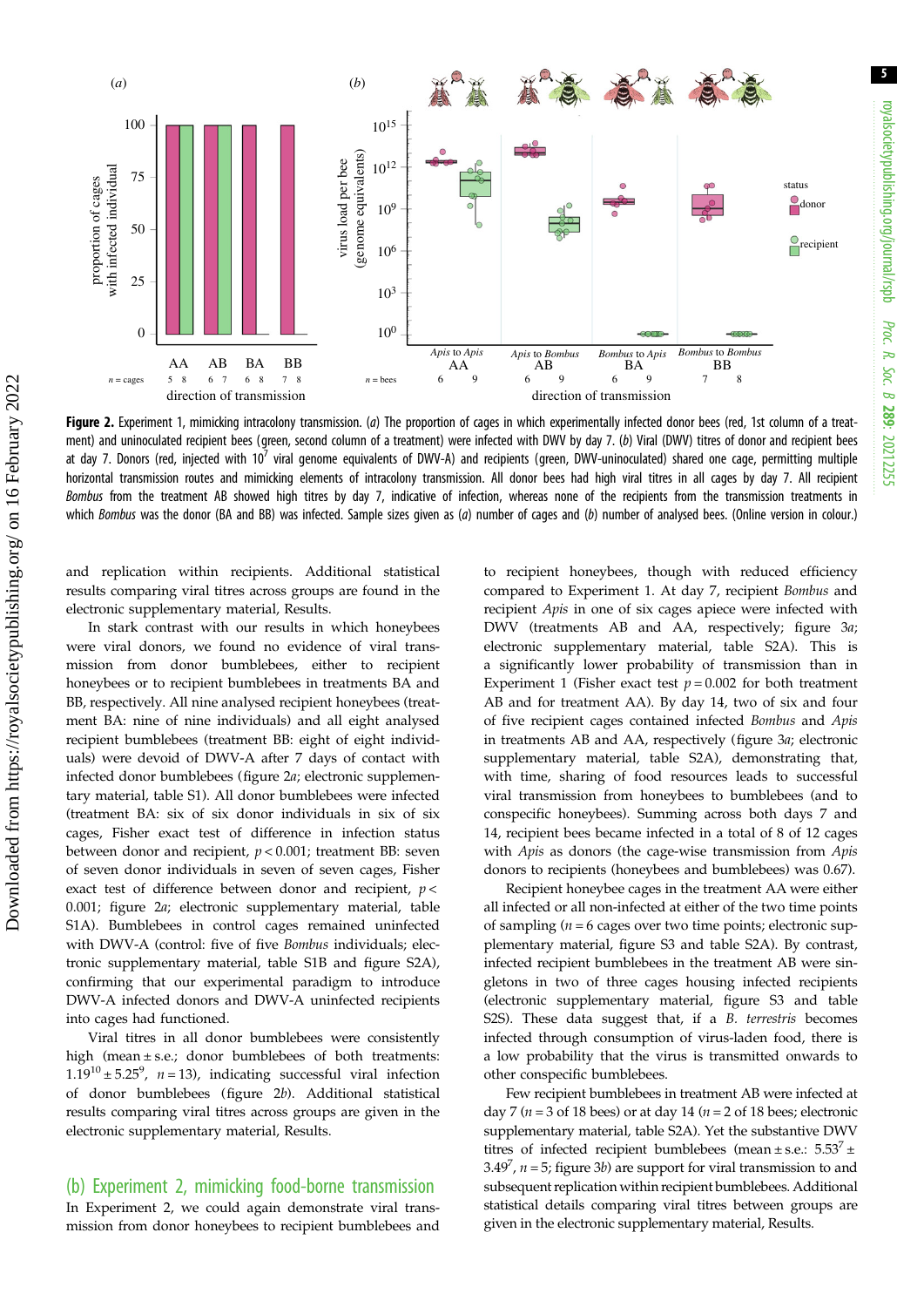**Figure 2.** Experiment 1, mimicking intracolony transmission. (*a*) The proportion of cages in which experimentally infected donor bees (red, 1st column of a treatment) and uninoculated recipient bees (green, second column of a treatment) were infected with DWV by day 7. (*b*) Viral (DWV) titres of donor and recipient bees at day 7. Donors (red, injected with $10^7$ viral genome equivalents of DWV-A) and recipients (green, DWV-uninoculated) shared one cage, permitting multiple horizontal transmission routes and mimicking elements of intracolony transmission. All donor bees had high viral titres in all cages by day 7. All recipient *Bombus* from the treatment AB showed high titres by day 7, indicative of infection, whereas none of the recipients from the transmission treatments in which *Bombus* was the donor (BA and BB) was infected. Sample sizes given as (*a*) number of cages and (*b*) number of analysed bees. (Online version in colour.)

and replication within recipients. Additional statistical results comparing viral titres across groups are found in the electronic supplementary material, Results.

In stark contrast with our results in which honeybees were viral donors, we found no evidence of viral transmission from donor bumblebees, either to recipient honeybees or to recipient bumblebees in treatments BA and BB, respectively. All nine analysed recipient honeybees (treatment BA: nine of nine individuals) and all eight analysed recipient bumblebees (treatment BB: eight of eight individuals) were devoid of DWV-A after 7 days of contact with infected donor bumblebees (figure 2*a*; electronic supplementary material, table S1). All donor bumblebees were infected (treatment BA: six of six donor individuals in six of six cages, Fisher exact test of difference in infection status between donor and recipient, $p < 0.001$; treatment BB: seven of seven donor individuals in seven of seven cages, Fisher exact test of difference between donor and recipient, $p < 0.001$; figure 2*a*; electronic supplementary material, table S1A). Bumblebees in control cages remained uninfected with DWV-A (control: five of five *Bombus* individuals; electronic supplementary material, table S1B and figure S2A), confirming that our experimental paradigm to introduce DWV-A infected donors and DWV-A uninfected recipients into cages had functioned.

Viral titres in all donor bumblebees were consistently high (mean ± s.e.; donor bumblebees of both treatments: $1.19^{10} \pm 5.25^9$, $n = 13$), indicating successful viral infection of donor bumblebees (figure 2*b*). Additional statistical results comparing viral titres across groups are given in the electronic supplementary material, Results.

## (b) Experiment 2, mimicking food-borne transmission

In Experiment 2, we could again demonstrate viral transmission from donor honeybees to recipient bumblebees and to recipient honeybees, though with reduced efficiency compared to Experiment 1. At day 7, recipient *Bombus* and recipient *Apis* in one of six cages apiece were infected with DWV (treatments AB and AA, respectively; figure 3*a*; electronic supplementary material, table S2A). This is a significantly lower probability of transmission than in Experiment 1 (Fisher exact test $p = 0.002$ for both treatment AB and for treatment AA). By day 14, two of six and four of five recipient cages contained infected *Bombus* and *Apis* in treatments AB and AA, respectively (figure 3*a*; electronic supplementary material, table S2A), demonstrating that, with time, sharing of food resources leads to successful viral transmission from honeybees to bumblebees (and to conspecific honeybees). Summing across both days 7 and 14, recipient bees became infected in a total of 8 of 12 cages with *Apis* as donors (the cage-wise transmission from *Apis* donors to recipients (honeybees and bumblebees) was 0.67).

Recipient honeybee cages in the treatment AA were either all infected or all non-infected at either of the two time points of sampling ($n = 6$ cages over two time points; electronic supplementary material, figure S3 and table S2A). By contrast, infected recipient bumblebees in the treatment AB were singletons in two of three cages housing infected recipients (electronic supplementary material, figure S3 and table S2S). These data suggest that, if a *B. terrestris* becomes infected through consumption of virus-laden food, there is a low probability that the virus is transmitted onwards to other conspecific bumblebees.

Few recipient bumblebees in treatment AB were infected at day 7 ($n = 3$ of 18 bees) or at day 14 ($n = 2$ of 18 bees; electronic supplementary material, table S2A). Yet the substantive DWV titres of infected recipient bumblebees (mean ± s.e.: $5.53^7 \pm 3.49^7$, $n = 5$; figure 3*b*) are support for viral transmission to and subsequent replication within recipient bumblebees. Additional statistical details comparing viral titres between groups are given in the electronic supplementary material, Results.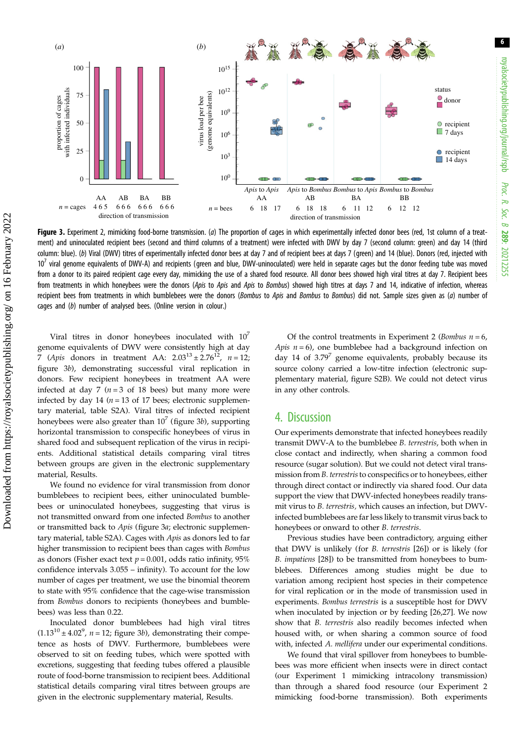**Figure 3.** Experiment 2, mimicking food-borne transmission. (*a*) The proportion of cages in which experimentally infected donor bees (red, 1st column of a treatment) and uninoculated recipient bees (second and thirrd columns of a treatment) were infected with DWV by day 7 (second column: green) and day 14 (third column: blue). (*b*) Viral (DWV) titres of experimentally infected donor bees at day 7 and of recipient bees at days 7 (green) and 14 (blue). Donors (red, injected with $10^7$ viral genome equivalents of DWV-A) and recipients (green and blue, DWV-uninoculated) were held in separate cages but the donor feeding tube was moved from a donor to its paired recipient cage every day, mimicking the use of a shared food resource. All donor bees showed high viral titres at day 7. Recipient bees from treatments in which honeybees were the donors (*Apis* to *Apis* and *Apis* to *Bombus*) showed high titres at days 7 and 14, indicative of infection, whereas recipient bees from treatments in which bumblebees were the donors (*Bombus* to *Apis* and *Bombus* to *Bombus*) did not. Sample sizes given as (*a*) number of cages and (*b*) number of analysed bees. (Online version in colour.)

Viral titres in donor honeybees inoculated with $10^7$ genome equivalents of DWV were consistently high at day 7 (*Apis* donors in treatment AA: $2.03^{13} \pm 2.76^{12}$, $n = 12$; figure 3*b*), demonstrating successful viral replication in donors. Few recipient honeybees in treatment AA were infected at day 7 ($n = 3$ of 18 bees) but many more were infected by day 14 ($n = 13$ of 17 bees; electronic supplementary material, table S2A). Viral titres of infected recipient honeybees were also greater than $10^7$ (figure 3*b*), supporting horizontal transmission to conspecific honeybees of virus in shared food and subsequent replication of the virus in recipients. Additional statistical details comparing viral titres between groups are given in the electronic supplementary material, Results.

We found no evidence for viral transmission from donor bumblebees to recipient bees, either uninoculated bumblebees or uninoculated honeybees, suggesting that virus is not transmitted onward from one infected *Bombus* to another or transmitted back to *Apis* (figure 3*a*; electronic supplementary material, table S2A). Cages with *Apis* as donors led to far higher transmission to recipient bees than cages with *Bombus* as donors (Fisher exact text $p = 0.001$, odds ratio infinity, 95% confidence intervals 3.055 – infinity). To account for the low number of cages per treatment, we use the binomial theorem to state with 95% confidence that the cage-wise transmission from *Bombus* donors to recipients (honeybees and bumblebees) was less than 0.22.

Inoculated donor bumblebees had high viral titres ($1.13^{10} \pm 4.02^9$, $n = 12$; figure 3*b*), demonstrating their competence as hosts of DWV. Furthermore, bumblebees were observed to sit on feeding tubes, which were spotted with excretions, suggesting that feeding tubes offered a plausible route of food-borne transmission to recipient bees. Additional statistical details comparing viral titres between groups are given in the electronic supplementary material, Results.

Of the control treatments in Experiment 2 (*Bombus* $n = 6$, *Apis* $n = 6$), one bumblebee had a background infection on day 14 of $3.79^7$ genome equivalents, probably because its source colony carried a low-titre infection (electronic supplementary material, figure S2B). We could not detect virus in any other controls.

## 4. Discussion

Our experiments demonstrate that infected honeybees readily transmit DWV-A to the bumblebee *B. terrestris*, both when in close contact and indirectly, when sharing a common food resource (sugar solution). But we could not detect viral transmission from *B. terrestris* to conspecifics or to honeybees, either through direct contact or indirectly via shared food. Our data support the view that DWV-infected honeybees readily transmit virus to *B. terrestris*, which causes an infection, but DWV-infected bumblebees are far less likely to transmit virus back to honeybees or onward to other *B. terrestris*.

Previous studies have been contradictory, arguing either that DWV is unlikely (for *B. terrestris* [26]) or is likely (for *B. impatiens* [28]) to be transmitted from honeybees to bumblebees. Differences among studies might be due to variation among recipient host species in their competence for viral replication or in the mode of transmission used in experiments. *Bombus terrestris* is a susceptible host for DWV when inoculated by injection or by feeding [26,27]. We now show that *B. terrestris* also readily becomes infected when housed with, or when sharing a common source of food with, infected *A. mellifera* under our experimental conditions.

We found that viral spillover from honeybees to bumblebees was more efficient when insects were in direct contact (our Experiment 1 mimicking intracolony transmission) than through a shared food resource (our Experiment 2 mimicking food-borne transmission). Both experiments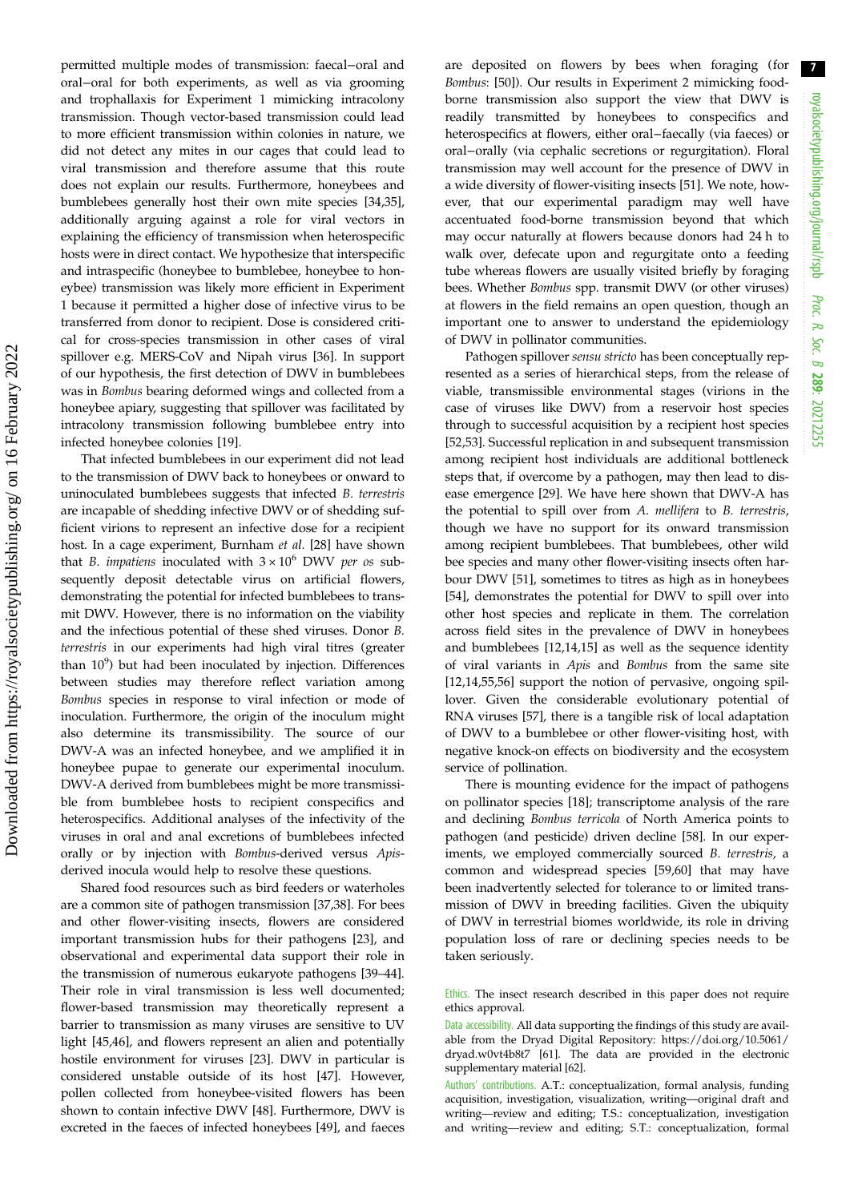permitted multiple modes of transmission: faecal–oral and oral–oral for both experiments, as well as via grooming and trophallaxis for Experiment 1 mimicking intracolony transmission. Though vector-based transmission could lead to more efficient transmission within colonies in nature, we did not detect any mites in our cages that could lead to viral transmission and therefore assume that this route does not explain our results. Furthermore, honeybees and bumblebees generally host their own mite species [34,35], additionally arguing against a role for viral vectors in explaining the efficiency of transmission when heterospecific hosts were in direct contact. We hypothesize that interspecific and intraspecific (honeybee to bumblebee, honeybee to honeybee) transmission was likely more efficient in Experiment 1 because it permitted a higher dose of infective virus to be transferred from donor to recipient. Dose is considered critical for cross-species transmission in other cases of viral spillover e.g. MERS-CoV and Nipah virus [36]. In support of our hypothesis, the first detection of DWV in bumblebees was in *Bombus* bearing deformed wings and collected from a honeybee apiary, suggesting that spillover was facilitated by intracolony transmission following bumblebee entry into infected honeybee colonies [19].

That infected bumblebees in our experiment did not lead to the transmission of DWV back to honeybees or onward to uninoculated bumblebees suggests that infected *B. terrestris* are incapable of shedding infective DWV or of shedding sufficient virions to represent an infective dose for a recipient host. In a cage experiment, Burnham *et al.* [28] have shown that *B. impatiens* inoculated with $3 \times 10^6$ DWV *per os* subsequently deposit detectable virus on artificial flowers, demonstrating the potential for infected bumblebees to transmit DWV. However, there is no information on the viability and the infectious potential of these shed viruses. Donor *B. terrestris* in our experiments had high viral titres (greater than $10^9$) but had been inoculated by injection. Differences between studies may therefore reflect variation among *Bombus* species in response to viral infection or mode of inoculation. Furthermore, the origin of the inoculum might also determine its transmissibility. The source of our DWV-A was an infected honeybee, and we amplified it in honeybee pupae to generate our experimental inoculum. DWV-A derived from bumblebees might be more transmissible from bumblebee hosts to recipient conspecifics and heterospecifics. Additional analyses of the infectivity of the viruses in oral and anal excretions of bumblebees infected orally or by injection with *Bombus*-derived versus *Apis*-derived inocula would help to resolve these questions.

Shared food resources such as bird feeders or waterholes are a common site of pathogen transmission [37,38]. For bees and other flower-visiting insects, flowers are considered important transmission hubs for their pathogens [23], and observational and experimental data support their role in the transmission of numerous eukaryote pathogens [39–44]. Their role in viral transmission is less well documented; flower-based transmission may theoretically represent a barrier to transmission as many viruses are sensitive to UV light [45,46], and flowers represent an alien and potentially hostile environment for viruses [23]. DWV in particular is considered unstable outside of its host [47]. However, pollen collected from honeybee-visited flowers has been shown to contain infective DWV [48]. Furthermore, DWV is excreted in the faeces of infected honeybees [49], and faeces are deposited on flowers by bees when foraging (for *Bombus*: [50]). Our results in Experiment 2 mimicking food-borne transmission also support the view that DWV is readily transmitted by honeybees to conspecifics and heterospecifics at flowers, either oral–faecally (via faeces) or oral–orally (via cephalic secretions or regurgitation). Floral transmission may well account for the presence of DWV in a wide diversity of flower-visiting insects [51]. We note, however, that our experimental paradigm may well have accentuated food-borne transmission beyond that which may occur naturally at flowers because donors had 24 h to walk over, defecate upon and regurgitate onto a feeding tube whereas flowers are usually visited briefly by foraging bees. Whether *Bombus* spp. transmit DWV (or other viruses) at flowers in the field remains an open question, though an important one to answer to understand the epidemiology of DWV in pollinator communities.

Pathogen spillover *sensu stricto* has been conceptually represented as a series of hierarchical steps, from the release of viable, transmissible environmental stages (virions in the case of viruses like DWV) from a reservoir host species through to successful acquisition by a recipient host species [52,53]. Successful replication in and subsequent transmission among recipient host individuals are additional bottleneck steps that, if overcome by a pathogen, may then lead to disease emergence [29]. We have here shown that DWV-A has the potential to spill over from *A. mellifera* to *B. terrestris*, though we have no support for its onward transmission among recipient bumblebees. That bumblebees, other wild bee species and many other flower-visiting insects often harbour DWV [51], sometimes to titres as high as in honeybees [54], demonstrates the potential for DWV to spill over into other host species and replicate in them. The correlation across field sites in the prevalence of DWV in honeybees and bumblebees [12,14,15] as well as the sequence identity of viral variants in *Apis* and *Bombus* from the same site [12,14,55,56] support the notion of pervasive, ongoing spillover. Given the considerable evolutionary potential of RNA viruses [57], there is a tangible risk of local adaptation of DWV to a bumblebee or other flower-visiting host, with negative knock-on effects on biodiversity and the ecosystem service of pollination.

There is mounting evidence for the impact of pathogens on pollinator species [18]; transcriptome analysis of the rare and declining *Bombus terricola* of North America points to pathogen (and pesticide) driven decline [58]. In our experiments, we employed commercially sourced *B. terrestris*, a common and widespread species [59,60] that may have been inadvertently selected for tolerance to or limited transmission of DWV in breeding facilities. Given the ubiquity of DWV in terrestrial biomes worldwide, its role in driving population loss of rare or declining species needs to be taken seriously.

Ethics. The insect research described in this paper does not require ethics approval.

Data accessibility. All data supporting the findings of this study are available from the Dryad Digital Repository: https://doi.org/10.5061/dryad.w0vt4b8t7 [61]. The data are provided in the electronic supplementary material [62].

Authors' contributions. A.T.: conceptualization, formal analysis, funding acquisition, investigation, visualization, writing—original draft and writing—review and editing; T.S.: conceptualization, investigation and writing—review and editing; S.T.: conceptualization, formal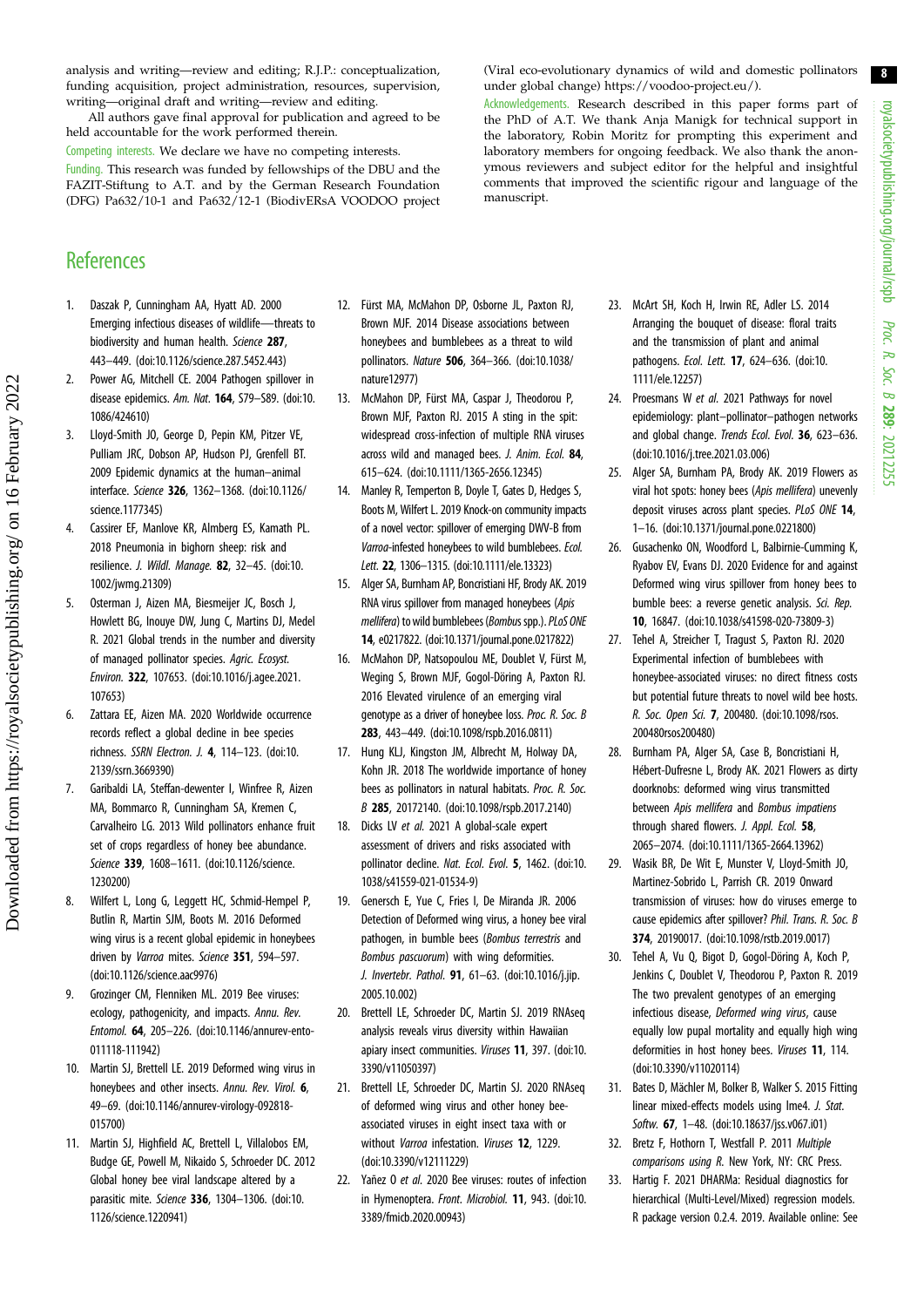analysis and writing—review and editing; R.J.P.: conceptualization, funding acquisition, project administration, resources, supervision, writing—original draft and writing—review and editing.

All authors gave final approval for publication and agreed to be held accountable for the work performed therein.

Competing interests. We declare we have no competing interests.

Funding. This research was funded by fellowships of the DBU and the FAZIT-Stiftung to A.T. and by the German Research Foundation (DFG) Pa632/10-1 and Pa632/12-1 (BiodivERsA VOODOO project (Viral eco-evolutionary dynamics of wild and domestic pollinators under global change) https://voodoo-project.eu/).

Acknowledgements. Research described in this paper forms part of the PhD of A.T. We thank Anja Manigk for technical support in the laboratory, Robin Moritz for prompting this experiment and laboratory members for ongoing feedback. We also thank the anonymous reviewers and subject editor for the helpful and insightful comments that improved the scientific rigour and language of the manuscript.

## References

1. Daszak P, Cunningham AA, Hyatt AD. 2000 Emerging infectious diseases of wildlife—threats to biodiversity and human health. *Science* **287**, 443–449. (doi:10.1126/science.287.5452.443)
2. Power AG, Mitchell CE. 2004 Pathogen spillover in disease epidemics. *Am. Nat.* **164**, S79–S89. (doi:10.1086/424610)
3. Lloyd-Smith JO, George D, Pepin KM, Pitzer VE, Pulliam JRC, Dobson AP, Hudson PJ, Grenfell BT. 2009 Epidemic dynamics at the human–animal interface. *Science* **326**, 1362–1368. (doi:10.1126/science.1177345)
4. Cassirer EF, Manlove KR, Almberg ES, Kamath PL. 2018 Pneumonia in bighorn sheep: risk and resilience. *J. Wildl. Manage.* **82**, 32–45. (doi:10.1002/jwmg.21309)
5. Osterman J, Aizen MA, Biesmeijer JC, Bosch J, Howlett BG, Inouye DW, Jung C, Martins DJ, Medel R. 2021 Global trends in the number and diversity of managed pollinator species. *Agric. Ecosyst. Environ.* **322**, 107653. (doi:10.1016/j.agee.2021.107653)
6. Zattara EE, Aizen MA. 2020 Worldwide occurrence records reflect a global decline in bee species richness. *SSRN Electron. J.* **4**, 114–123. (doi:10.2139/ssrn.3669390)
7. Garibaldi LA, Steffan-dewenter I, Winfree R, Aizen MA, Bommarco R, Cunningham SA, Kremen C, Carvalheiro LG. 2013 Wild pollinators enhance fruit set of crops regardless of honey bee abundance. *Science* **339**, 1608–1611. (doi:10.1126/science.1230200)
8. Wilfert L, Long G, Leggett HC, Schmid-Hempel P, Butlin R, Martin SJM, Boots M. 2016 Deformed wing virus is a recent global epidemic in honeybees driven by *Varroa* mites. *Science* **351**, 594–597. (doi:10.1126/science.aac9976)
9. Grozinger CM, Flenniken ML. 2019 Bee viruses: ecology, pathogenicity, and impacts. *Annu. Rev. Entomol.* **64**, 205–226. (doi:10.1146/annurev-ento-011118-111942)
10. Martin SJ, Brettell LE. 2019 Deformed wing virus in honeybees and other insects. *Annu. Rev. Virol.* **6**, 49–69. (doi:10.1146/annurev-virology-092818-015700)
11. Martin SJ, Highfield AC, Brettell L, Villalobos EM, Budge GE, Powell M, Nikaido S, Schroeder DC. 2012 Global honey bee viral landscape altered by a parasitic mite. *Science* **336**, 1304–1306. (doi:10.1126/science.1220941)
12. Fürst MA, McMahon DP, Osborne JL, Paxton RJ, Brown MJF. 2014 Disease associations between honeybees and bumblebees as a threat to wild pollinators. *Nature* **506**, 364–366. (doi:10.1038/nature12977)
13. McMahon DP, Fürst MA, Caspar J, Theodorou P, Brown MJF, Paxton RJ. 2015 A sting in the spit: widespread cross-infection of multiple RNA viruses across wild and managed bees. *J. Anim. Ecol.* **84**, 615–624. (doi:10.1111/1365-2656.12345)
14. Manley R, Temperton B, Doyle T, Gates D, Hedges S, Boots M, Wilfert L. 2019 Knock-on community impacts of a novel vector: spillover of emerging DWV-B from *Varroa*-infested honeybees to wild bumblebees. *Ecol. Lett.* **22**, 1306–1315. (doi:10.1111/ele.13323)
15. Alger SA, Burnham AP, Boncristiani HF, Brody AK. 2019 RNA virus spillover from managed honeybees (*Apis mellifera*) to wild bumblebees (*Bombus* spp.). *PLoS ONE* **14**, e0217822. (doi:10.1371/journal.pone.0217822)
16. McMahon DP, Natsopoulou ME, Doublet V, Fürst M, Weging S, Brown MJF, Gogol-Döring A, Paxton RJ. 2016 Elevated virulence of an emerging viral genotype as a driver of honeybee loss. *Proc. R. Soc. B* **283**, 443–449. (doi:10.1098/rspb.2016.0811)
17. Hung KLJ, Kingston JM, Albrecht M, Holway DA, Kohn JR. 2018 The worldwide importance of honey bees as pollinators in natural habitats. *Proc. R. Soc. B* **285**, 20172140. (doi:10.1098/rspb.2017.2140)
18. Dicks LV *et al.* 2021 A global-scale expert assessment of drivers and risks associated with pollinator decline. *Nat. Ecol. Evol.* **5**, 1462. (doi:10.1038/s41559-021-01534-9)
19. Genersch E, Yue C, Fries I, De Miranda JR. 2006 Detection of Deformed wing virus, a honey bee viral pathogen, in bumble bees (*Bombus terrestris* and *Bombus pascuorum*) with wing deformities. *J. Invertebr. Pathol.* **91**, 61–63. (doi:10.1016/j.jip.2005.10.002)
20. Brettell LE, Schroeder DC, Martin SJ. 2019 RNAseq analysis reveals virus diversity within Hawaiian apiary insect communities. *Viruses* **11**, 397. (doi:10.3390/v11050397)
21. Brettell LE, Schroeder DC, Martin SJ. 2020 RNAseq of deformed wing virus and other honey bee-associated viruses in eight insect taxa with or without *Varroa* infestation. *Viruses* **12**, 1229. (doi:10.3390/v12111229)
22. Yañez O *et al.* 2020 Bee viruses: routes of infection in Hymenoptera. *Front. Microbiol.* **11**, 943. (doi:10.3389/fmicb.2020.00943)
23. McArt SH, Koch H, Irwin RE, Adler LS. 2014 Arranging the bouquet of disease: floral traits and the transmission of plant and animal pathogens. *Ecol. Lett.* **17**, 624–636. (doi:10.1111/ele.12257)
24. Proesmans W *et al.* 2021 Pathways for novel epidemiology: plant–pollinator–pathogen networks and global change. *Trends Ecol. Evol.* **36**, 623–636. (doi:10.1016/j.tree.2021.03.006)
25. Alger SA, Burnham PA, Brody AK. 2019 Flowers as viral hot spots: honey bees (*Apis mellifera*) unevenly deposit viruses across plant species. *PLoS ONE* **14**, 1–16. (doi:10.1371/journal.pone.0221800)
26. Gusachenko ON, Woodford L, Balbirnie-Cumming K, Ryabov EV, Evans DJ. 2020 Evidence for and against Deformed wing virus spillover from honey bees to bumble bees: a reverse genetic analysis. *Sci. Rep.* **10**, 16847. (doi:10.1038/s41598-020-73809-3)
27. Tehel A, Streicher T, Tragust S, Paxton RJ. 2020 Experimental infection of bumblebees with honeybee-associated viruses: no direct fitness costs but potential future threats to novel wild bee hosts. *R. Soc. Open Sci.* **7**, 200480. (doi:10.1098/rsos.200480rsos200480)
28. Burnham PA, Alger SA, Case B, Boncristiani H, Hébert-Dufresne L, Brody AK. 2021 Flowers as dirty doorknobs: deformed wing virus transmitted between *Apis mellifera* and *Bombus impatiens* through shared flowers. *J. Appl. Ecol.* **58**, 2065–2074. (doi:10.1111/1365-2664.13962)
29. Wasik BR, De Wit E, Munster V, Lloyd-Smith JO, Martinez-Sobrido L, Parrish CR. 2019 Onward transmission of viruses: how do viruses emerge to cause epidemics after spillover? *Phil. Trans. R. Soc. B* **374**, 20190017. (doi:10.1098/rstb.2019.0017)
30. Tehel A, Vu Q, Bigot D, Gogol-Döring A, Koch P, Jenkins C, Doublet V, Theodorou P, Paxton R. 2019 The two prevalent genotypes of an emerging infectious disease, *Deformed wing virus*, cause equally low pupal mortality and equally high wing deformities in host honey bees. *Viruses* **11**, 114. (doi:10.3390/v11020114)
31. Bates D, Mächler M, Bolker B, Walker S. 2015 Fitting linear mixed-effects models using lme4. *J. Stat. Softw.* **67**, 1–48. (doi:10.18637/jss.v067.i01)
32. Bretz F, Hothorn T, Westfall P. 2011 *Multiple comparisons using R*. New York, NY: CRC Press.
33. Hartig F. 2021 DHARMa: Residual diagnostics for hierarchical (Multi-Level/Mixed) regression models. R package version 0.2.4. 2019. Available online: See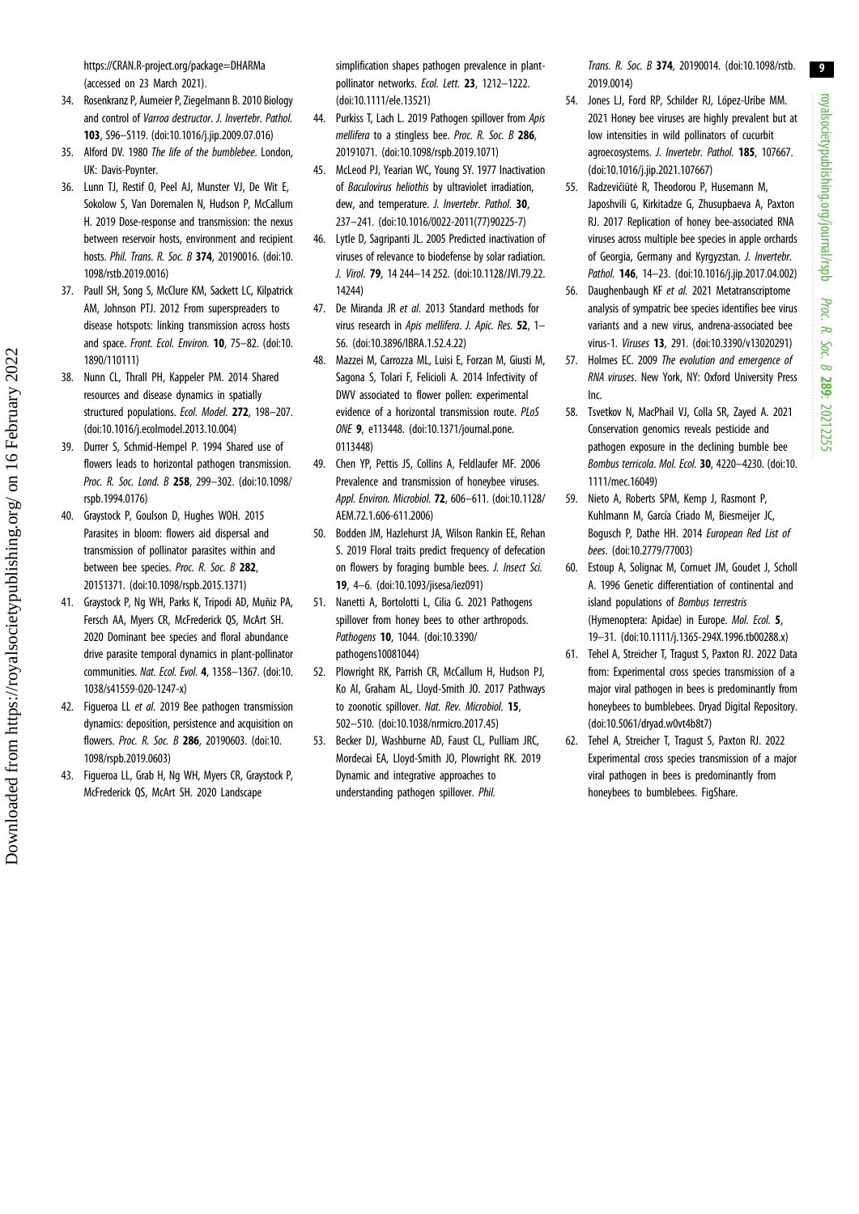https://CRAN.R-project.org/package=DHARMa (accessed on 23 March 2021).

34. Rosenkranz P, Aumeier P, Ziegelmann B. 2010 Biology and control of *Varroa destructor*. *J. Invertebr. Pathol.* **103**, S96–S119. (doi:10.1016/j.jip.2009.07.016)
35. Alford DV. 1980 *The life of the bumblebee*. London, UK: Davis-Poynter.
36. Lunn TJ, Restif O, Peel AJ, Munster VJ, De Wit E, Sokolow S, Van Doremalen N, Hudson P, McCallum H. 2019 Dose-response and transmission: the nexus between reservoir hosts, environment and recipient hosts. *Phil. Trans. R. Soc. B* **374**, 20190016. (doi:10.1098/rstb.2019.0016)
37. Paull SH, Song S, McClure KM, Sackett LC, Kilpatrick AM, Johnson PTJ. 2012 From superspreaders to disease hotspots: linking transmission across hosts and space. *Front. Ecol. Environ.* **10**, 75–82. (doi:10.1890/110111)
38. Nunn CL, Thrall PH, Kappeler PM. 2014 Shared resources and disease dynamics in spatially structured populations. *Ecol. Model.* **272**, 198–207. (doi:10.1016/j.ecolmodel.2013.10.004)
39. Durrer S, Schmid-Hempel P. 1994 Shared use of flowers leads to horizontal pathogen transmission. *Proc. R. Soc. Lond. B* **258**, 299–302. (doi:10.1098/rspb.1994.0176)
40. Graystock P, Goulson D, Hughes WOH. 2015 Parasites in bloom: flowers aid dispersal and transmission of pollinator parasites within and between bee species. *Proc. R. Soc. B* **282**, 20151371. (doi:10.1098/rspb.2015.1371)
41. Graystock P, Ng WH, Parks K, Tripodi AD, Muñiz PA, Fersch AA, Myers CR, McFrederick QS, McArt SH. 2020 Dominant bee species and floral abundance drive parasite temporal dynamics in plant-pollinator communities. *Nat. Ecol. Evol.* **4**, 1358–1367. (doi:10.1038/s41559-020-1247-x)
42. Figueroa LL *et al.* 2019 Bee pathogen transmission dynamics: deposition, persistence and acquisition on flowers. *Proc. R. Soc. B* **286**, 20190603. (doi:10.1098/rspb.2019.0603)
43. Figueroa LL, Grab H, Ng WH, Myers CR, Graystock P, McFrederick QS, McArt SH. 2020 Landscape simplification shapes pathogen prevalence in plant-pollinator networks. *Ecol. Lett.* **23**, 1212–1222. (doi:10.1111/ele.13521)
44. Purkiss T, Lach L. 2019 Pathogen spillover from *Apis mellifera* to a stingless bee. *Proc. R. Soc. B* **286**, 20191071. (doi:10.1098/rspb.2019.1071)
45. McLeod PJ, Yearian WC, Young SY. 1977 Inactivation of *Baculovirus heliothis* by ultraviolet irradiation, dew, and temperature. *J. Invertebr. Pathol.* **30**, 237–241. (doi:10.1016/0022-2011(77)90225-7)
46. Lytle D, Sagripanti JL. 2005 Predicted inactivation of viruses of relevance to biodefense by solar radiation. *J. Virol.* **79**, 14 244–14 252. (doi:10.1128/JVI.79.22.14244)
47. De Miranda JR *et al.* 2013 Standard methods for virus research in *Apis mellifera*. *J. Apic. Res.* **52**, 1–56. (doi:10.3896/IBRA.1.52.4.22)
48. Mazzei M, Carrozza ML, Luisi E, Forzan M, Giusti M, Sagona S, Tolari F, Felicioli A. 2014 Infectivity of DWV associated to flower pollen: experimental evidence of a horizontal transmission route. *PLoS ONE* **9**, e113448. (doi:10.1371/journal.pone.0113448)
49. Chen YP, Pettis JS, Collins A, Feldlaufer MF. 2006 Prevalence and transmission of honeybee viruses. *Appl. Environ. Microbiol.* **72**, 606–611. (doi:10.1128/AEM.72.1.606-611.2006)
50. Bodden JM, Hazlehurst JA, Wilson Rankin EE, Rehan S. 2019 Floral traits predict frequency of defecation on flowers by foraging bumble bees. *J. Insect Sci.* **19**, 4–6. (doi:10.1093/jisesa/iez091)
51. Nanetti A, Bortolotti L, Cilia G. 2021 Pathogens spillover from honey bees to other arthropods. *Pathogens* **10**, 1044. (doi:10.3390/pathogens10081044)
52. Plowright RK, Parrish CR, McCallum H, Hudson PJ, Ko AI, Graham AL, Lloyd-Smith JO. 2017 Pathways to zoonotic spillover. *Nat. Rev. Microbiol.* **15**, 502–510. (doi:10.1038/nrmicro.2017.45)
53. Becker DJ, Washburne AD, Faust CL, Pulliam JRC, Mordecai EA, Lloyd-Smith JO, Plowright RK. 2019 Dynamic and integrative approaches to understanding pathogen spillover. *Phil. Trans. R. Soc. B* **374**, 20190014. (doi:10.1098/rstb.2019.0014)
54. Jones LJ, Ford RP, Schilder RJ, López-Uribe MM. 2021 Honey bee viruses are highly prevalent but at low intensities in wild pollinators of cucurbit agroecosystems. *J. Invertebr. Pathol.* **185**, 107667. (doi:10.1016/j.jip.2021.107667)
55. Radzevičiūtė R, Theodorou P, Husemann M, Japoshvili G, Kirkitadze G, Zhusupbaeva A, Paxton RJ. 2017 Replication of honey bee-associated RNA viruses across multiple bee species in apple orchards of Georgia, Germany and Kyrgyzstan. *J. Invertebr. Pathol.* **146**, 14–23. (doi:10.1016/j.jip.2017.04.002)
56. Daughenbaugh KF *et al.* 2021 Metatranscriptome analysis of sympatric bee species identifies bee virus variants and a new virus, andrena-associated bee virus-1. *Viruses* **13**, 291. (doi:10.3390/v13020291)
57. Holmes EC. 2009 *The evolution and emergence of RNA viruses*. New York, NY: Oxford University Press Inc.
58. Tsvetkov N, MacPhail VJ, Colla SR, Zayed A. 2021 Conservation genomics reveals pesticide and pathogen exposure in the declining bumble bee *Bombus terricola*. *Mol. Ecol.* **30**, 4220–4230. (doi:10.1111/mec.16049)
59. Nieto A, Roberts SPM, Kemp J, Rasmont P, Kuhlmann M, García Criado M, Biesmeijer JC, Bogusch P, Dathe HH. 2014 *European Red List of bees*. (doi:10.2779/77003)
60. Estoup A, Solignac M, Cornuet JM, Goudet J, Scholl A. 1996 Genetic differentiation of continental and island populations of *Bombus terrestris* (Hymenoptera: Apidae) in Europe. *Mol. Ecol.* **5**, 19–31. (doi:10.1111/j.1365-294X.1996.tb00288.x)
61. Tehel A, Streicher T, Tragust S, Paxton RJ. 2022 Data from: Experimental cross species transmission of a major viral pathogen in bees is predominantly from honeybees to bumblebees. Dryad Digital Repository. (doi:10.5061/dryad.w0vt4b8t7)
62. Tehel A, Streicher T, Tragust S, Paxton RJ. 2022 Experimental cross species transmission of a major viral pathogen in bees is predominantly from honeybees to bumblebees. FigShare.